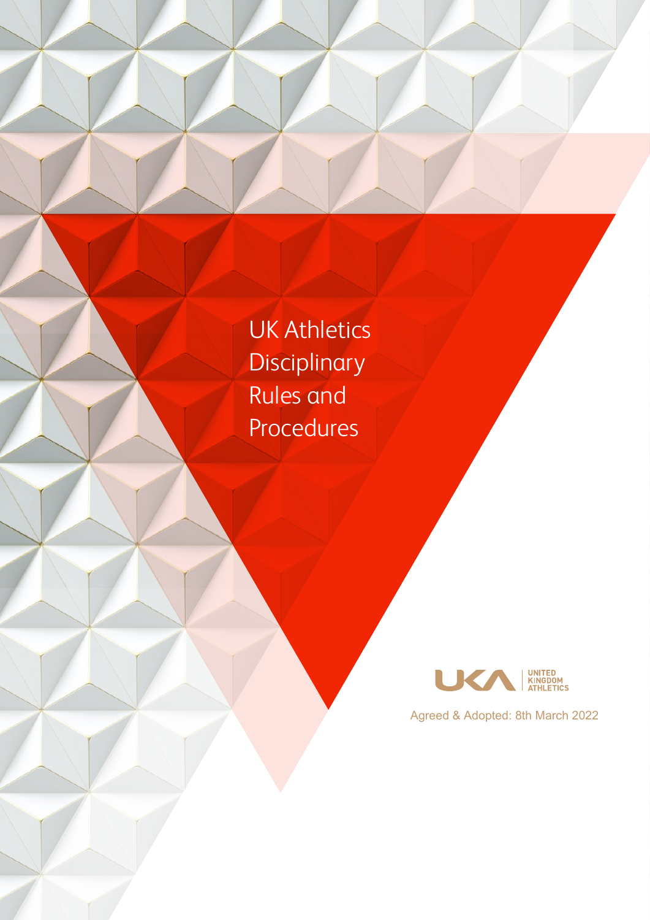# UK Athletics Disciplinary Rules and Procedures

UNITED KINGDOM ATHLETICS

Agreed & Adopted: 8th March 2022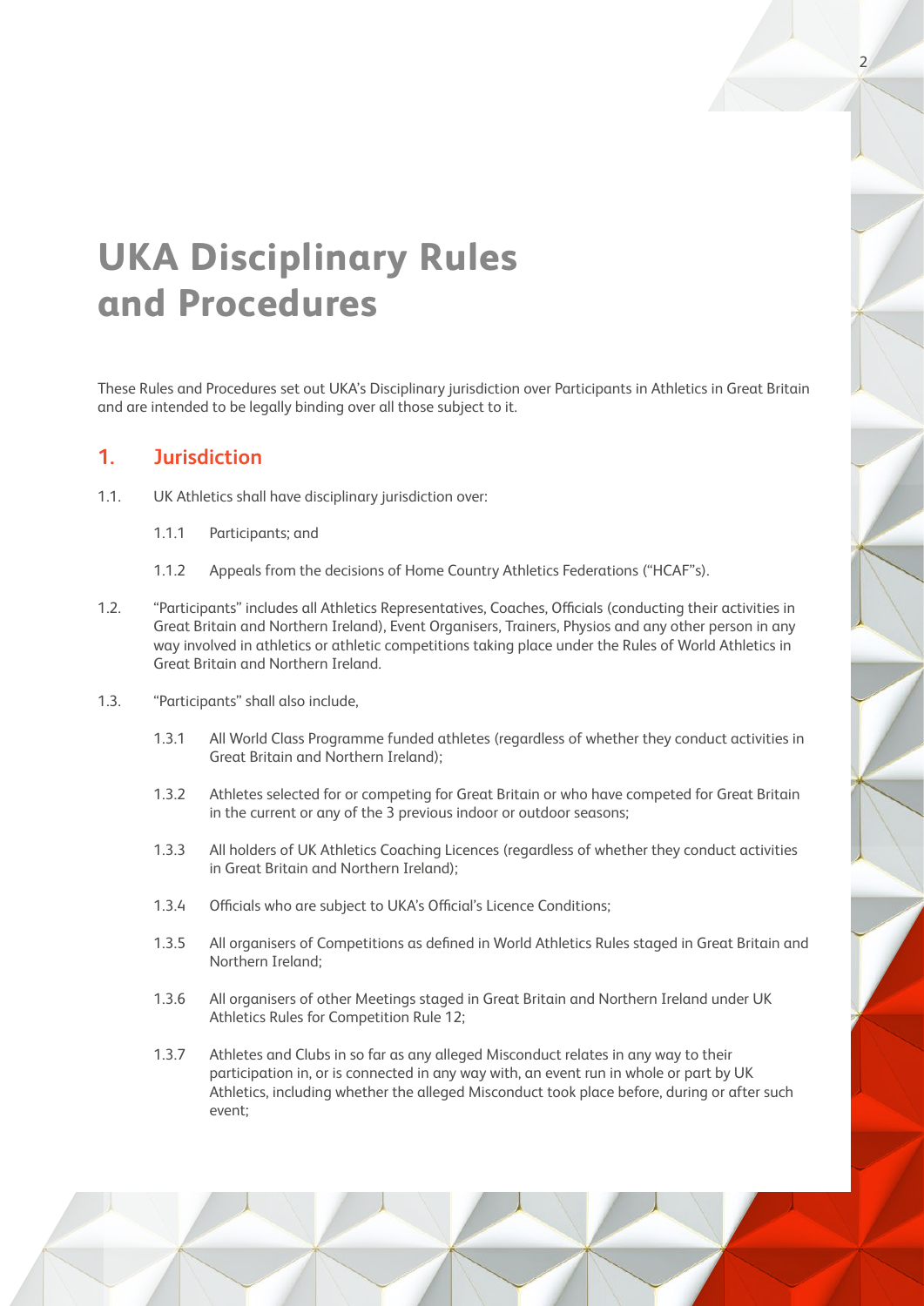# UKA Disciplinary Rules and Procedures

These Rules and Procedures set out UKA's Disciplinary jurisdiction over Participants in Athletics in Great Britain and are intended to be legally binding over all those subject to it.

## 1. Jurisdiction

1.1. UK Athletics shall have disciplinary jurisdiction over:

- 1.1.1 Participants; and
- 1.1.2 Appeals from the decisions of Home Country Athletics Federations ("HCAF"s).

1.2. "Participants" includes all Athletics Representatives, Coaches, Officials (conducting their activities in Great Britain and Northern Ireland), Event Organisers, Trainers, Physios and any other person in any way involved in athletics or athletic competitions taking place under the Rules of World Athletics in Great Britain and Northern Ireland.

1.3. "Participants" shall also include,

- 1.3.1 All World Class Programme funded athletes (regardless of whether they conduct activities in Great Britain and Northern Ireland);
- 1.3.2 Athletes selected for or competing for Great Britain or who have competed for Great Britain in the current or any of the 3 previous indoor or outdoor seasons;
- 1.3.3 All holders of UK Athletics Coaching Licences (regardless of whether they conduct activities in Great Britain and Northern Ireland);
- 1.3.4 Officials who are subject to UKA's Official's Licence Conditions;
- 1.3.5 All organisers of Competitions as defined in World Athletics Rules staged in Great Britain and Northern Ireland;
- 1.3.6 All organisers of other Meetings staged in Great Britain and Northern Ireland under UK Athletics Rules for Competition Rule 12;
- 1.3.7 Athletes and Clubs in so far as any alleged Misconduct relates in any way to their participation in, or is connected in any way with, an event run in whole or part by UK Athletics, including whether the alleged Misconduct took place before, during or after such event;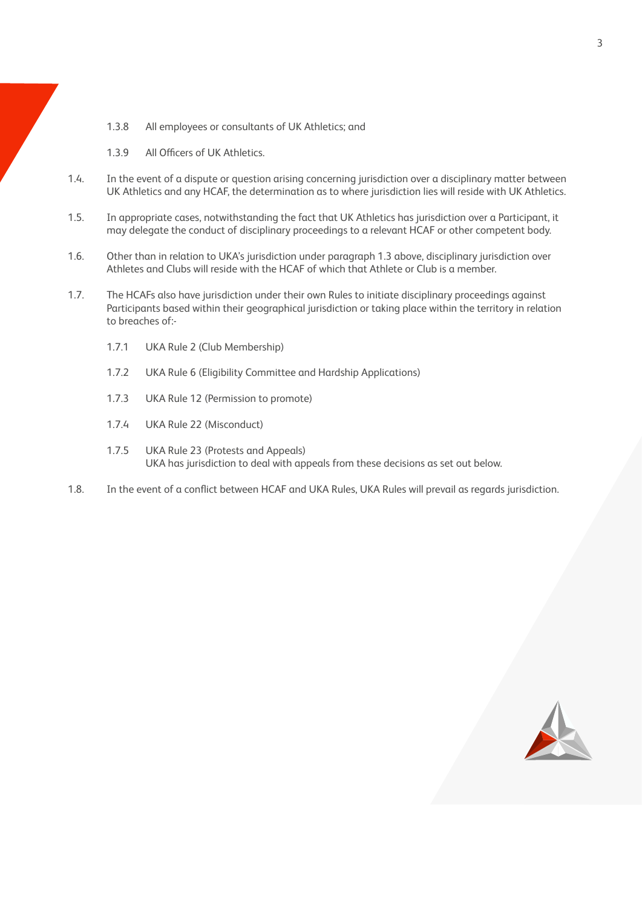1.3.8 All employees or consultants of UK Athletics; and

1.3.9 All Officers of UK Athletics.

1.4. In the event of a dispute or question arising concerning jurisdiction over a disciplinary matter between UK Athletics and any HCAF, the determination as to where jurisdiction lies will reside with UK Athletics.

1.5. In appropriate cases, notwithstanding the fact that UK Athletics has jurisdiction over a Participant, it may delegate the conduct of disciplinary proceedings to a relevant HCAF or other competent body.

1.6. Other than in relation to UKA's jurisdiction under paragraph 1.3 above, disciplinary jurisdiction over Athletes and Clubs will reside with the HCAF of which that Athlete or Club is a member.

1.7. The HCAFs also have jurisdiction under their own Rules to initiate disciplinary proceedings against Participants based within their geographical jurisdiction or taking place within the territory in relation to breaches of:-

1.7.1 UKA Rule 2 (Club Membership)

1.7.2 UKA Rule 6 (Eligibility Committee and Hardship Applications)

1.7.3 UKA Rule 12 (Permission to promote)

1.7.4 UKA Rule 22 (Misconduct)

1.7.5 UKA Rule 23 (Protests and Appeals)
UKA has jurisdiction to deal with appeals from these decisions as set out below.

1.8. In the event of a conflict between HCAF and UKA Rules, UKA Rules will prevail as regards jurisdiction.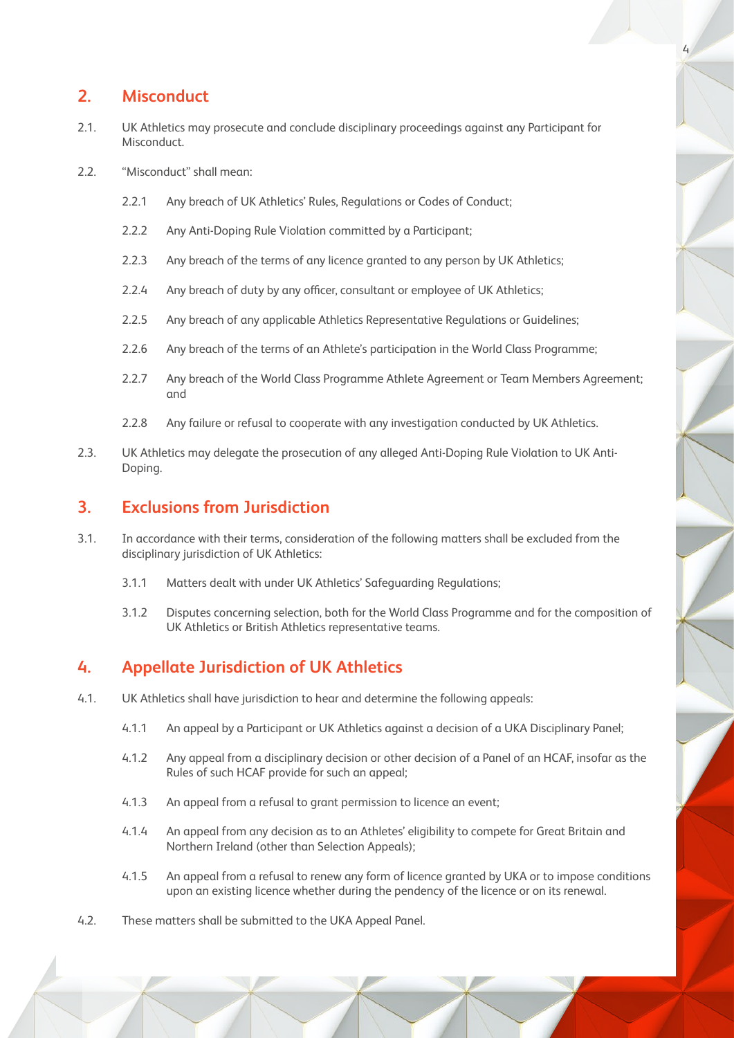## 2. Misconduct

2.1. UK Athletics may prosecute and conclude disciplinary proceedings against any Participant for Misconduct.

2.2. "Misconduct" shall mean:

- 2.2.1 Any breach of UK Athletics' Rules, Regulations or Codes of Conduct;
- 2.2.2 Any Anti-Doping Rule Violation committed by a Participant;
- 2.2.3 Any breach of the terms of any licence granted to any person by UK Athletics;
- 2.2.4 Any breach of duty by any officer, consultant or employee of UK Athletics;
- 2.2.5 Any breach of any applicable Athletics Representative Regulations or Guidelines;
- 2.2.6 Any breach of the terms of an Athlete's participation in the World Class Programme;
- 2.2.7 Any breach of the World Class Programme Athlete Agreement or Team Members Agreement; and
- 2.2.8 Any failure or refusal to cooperate with any investigation conducted by UK Athletics.

2.3. UK Athletics may delegate the prosecution of any alleged Anti-Doping Rule Violation to UK Anti-Doping.

## 3. Exclusions from Jurisdiction

3.1. In accordance with their terms, consideration of the following matters shall be excluded from the disciplinary jurisdiction of UK Athletics:

- 3.1.1 Matters dealt with under UK Athletics' Safeguarding Regulations;
- 3.1.2 Disputes concerning selection, both for the World Class Programme and for the composition of UK Athletics or British Athletics representative teams.

## 4. Appellate Jurisdiction of UK Athletics

4.1. UK Athletics shall have jurisdiction to hear and determine the following appeals:

- 4.1.1 An appeal by a Participant or UK Athletics against a decision of a UKA Disciplinary Panel;
- 4.1.2 Any appeal from a disciplinary decision or other decision of a Panel of an HCAF, insofar as the Rules of such HCAF provide for such an appeal;
- 4.1.3 An appeal from a refusal to grant permission to licence an event;
- 4.1.4 An appeal from any decision as to an Athletes' eligibility to compete for Great Britain and Northern Ireland (other than Selection Appeals);
- 4.1.5 An appeal from a refusal to renew any form of licence granted by UKA or to impose conditions upon an existing licence whether during the pendency of the licence or on its renewal.

4.2. These matters shall be submitted to the UKA Appeal Panel.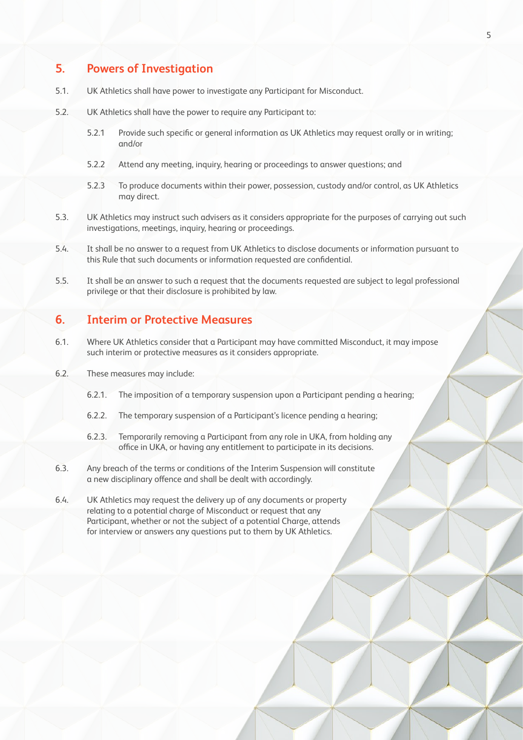## 5. Powers of Investigation

5.1. UK Athletics shall have power to investigate any Participant for Misconduct.

5.2. UK Athletics shall have the power to require any Participant to:

- 5.2.1 Provide such specific or general information as UK Athletics may request orally or in writing; and/or
- 5.2.2 Attend any meeting, inquiry, hearing or proceedings to answer questions; and
- 5.2.3 To produce documents within their power, possession, custody and/or control, as UK Athletics may direct.

5.3. UK Athletics may instruct such advisers as it considers appropriate for the purposes of carrying out such investigations, meetings, inquiry, hearing or proceedings.

5.4. It shall be no answer to a request from UK Athletics to disclose documents or information pursuant to this Rule that such documents or information requested are confidential.

5.5. It shall be an answer to such a request that the documents requested are subject to legal professional privilege or that their disclosure is prohibited by law.

## 6. Interim or Protective Measures

6.1. Where UK Athletics consider that a Participant may have committed Misconduct, it may impose such interim or protective measures as it considers appropriate.

6.2. These measures may include:

- 6.2.1. The imposition of a temporary suspension upon a Participant pending a hearing;
- 6.2.2. The temporary suspension of a Participant's licence pending a hearing;
- 6.2.3. Temporarily removing a Participant from any role in UKA, from holding any office in UKA, or having any entitlement to participate in its decisions.

6.3. Any breach of the terms or conditions of the Interim Suspension will constitute a new disciplinary offence and shall be dealt with accordingly.

6.4. UK Athletics may request the delivery up of any documents or property relating to a potential charge of Misconduct or request that any Participant, whether or not the subject of a potential Charge, attends for interview or answers any questions put to them by UK Athletics.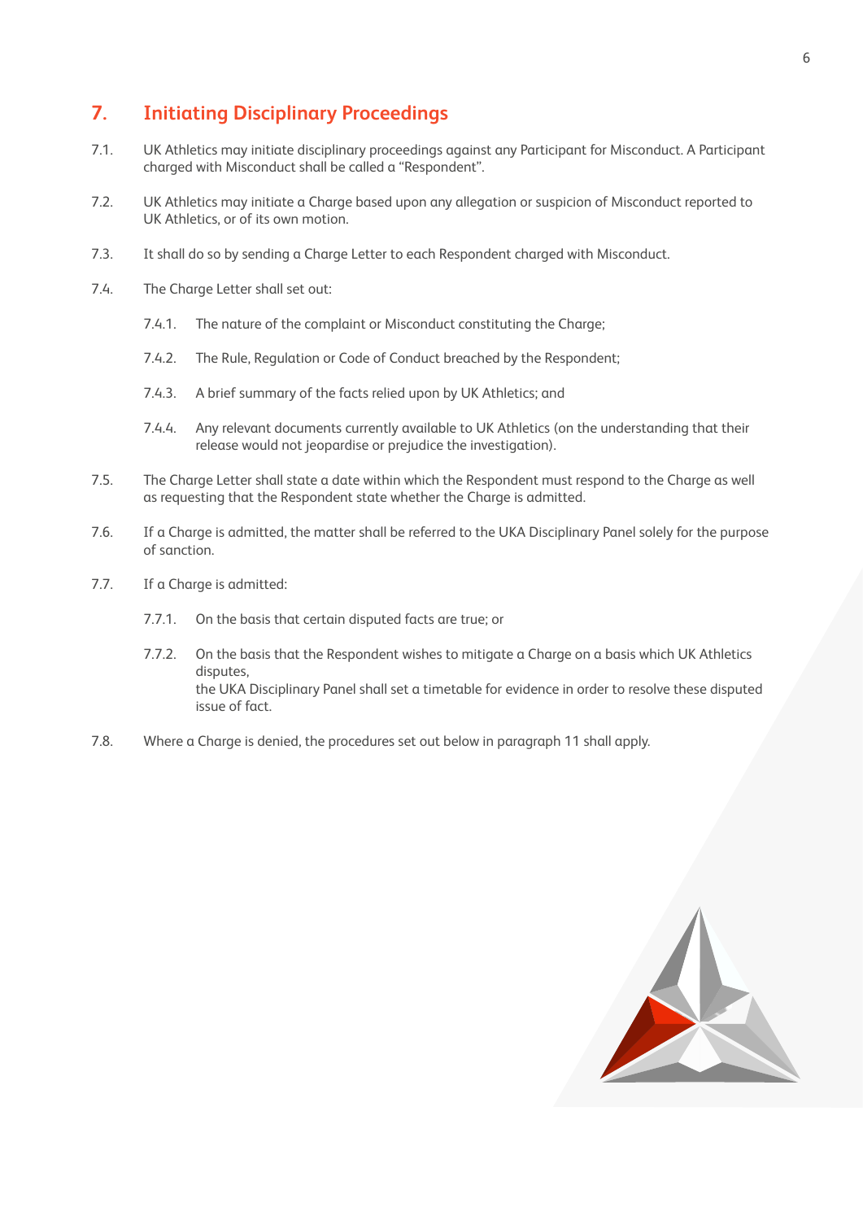## 7. Initiating Disciplinary Proceedings

7.1. UK Athletics may initiate disciplinary proceedings against any Participant for Misconduct. A Participant charged with Misconduct shall be called a "Respondent".

7.2. UK Athletics may initiate a Charge based upon any allegation or suspicion of Misconduct reported to UK Athletics, or of its own motion.

7.3. It shall do so by sending a Charge Letter to each Respondent charged with Misconduct.

7.4. The Charge Letter shall set out:

- 7.4.1. The nature of the complaint or Misconduct constituting the Charge;
- 7.4.2. The Rule, Regulation or Code of Conduct breached by the Respondent;
- 7.4.3. A brief summary of the facts relied upon by UK Athletics; and
- 7.4.4. Any relevant documents currently available to UK Athletics (on the understanding that their release would not jeopardise or prejudice the investigation).

7.5. The Charge Letter shall state a date within which the Respondent must respond to the Charge as well as requesting that the Respondent state whether the Charge is admitted.

7.6. If a Charge is admitted, the matter shall be referred to the UKA Disciplinary Panel solely for the purpose of sanction.

7.7. If a Charge is admitted:

- 7.7.1. On the basis that certain disputed facts are true; or
- 7.7.2. On the basis that the Respondent wishes to mitigate a Charge on a basis which UK Athletics disputes,

the UKA Disciplinary Panel shall set a timetable for evidence in order to resolve these disputed issue of fact.

7.8. Where a Charge is denied, the procedures set out below in paragraph 11 shall apply.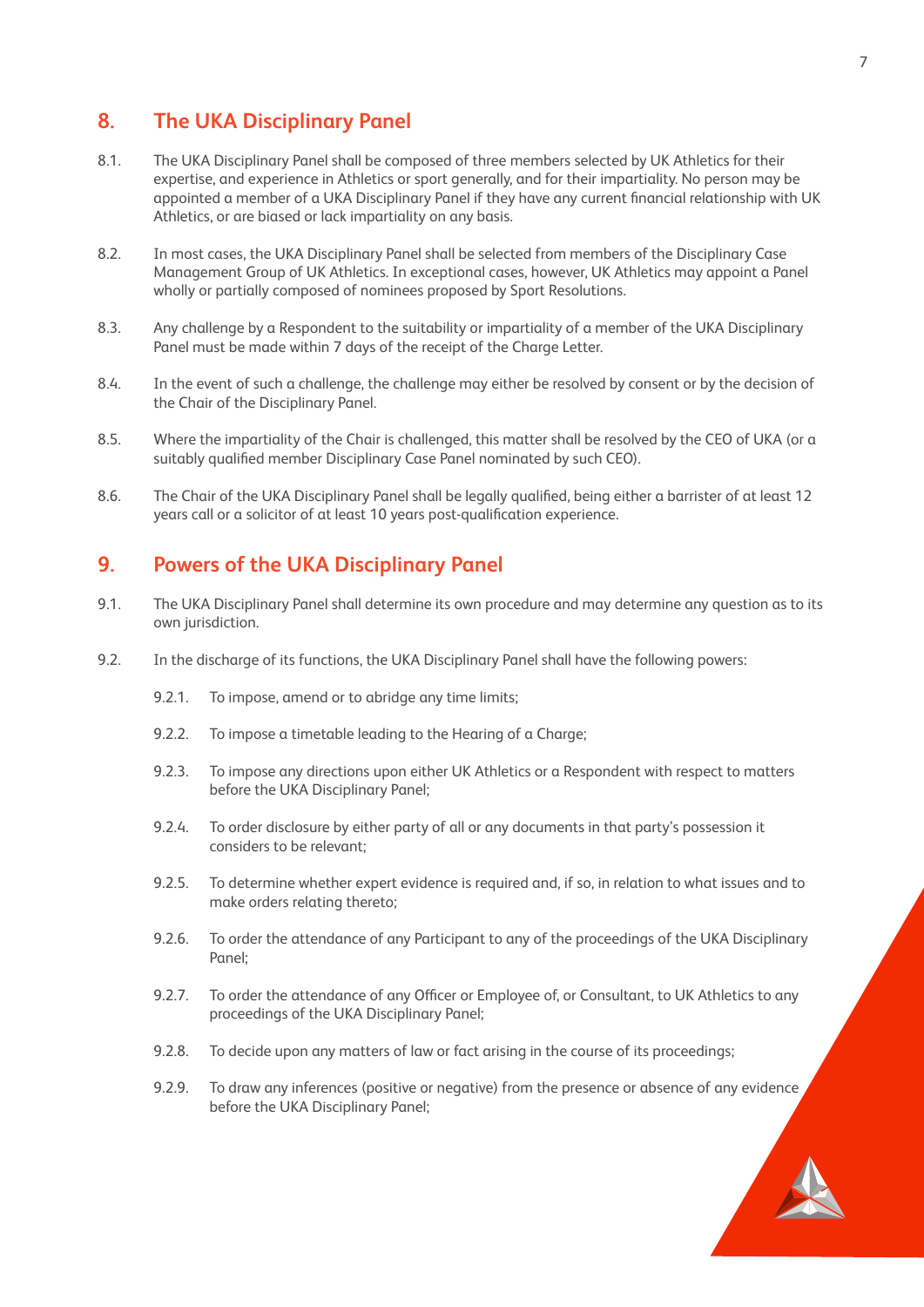## 8. The UKA Disciplinary Panel

8.1. The UKA Disciplinary Panel shall be composed of three members selected by UK Athletics for their expertise, and experience in Athletics or sport generally, and for their impartiality. No person may be appointed a member of a UKA Disciplinary Panel if they have any current financial relationship with UK Athletics, or are biased or lack impartiality on any basis.

8.2. In most cases, the UKA Disciplinary Panel shall be selected from members of the Disciplinary Case Management Group of UK Athletics. In exceptional cases, however, UK Athletics may appoint a Panel wholly or partially composed of nominees proposed by Sport Resolutions.

8.3. Any challenge by a Respondent to the suitability or impartiality of a member of the UKA Disciplinary Panel must be made within 7 days of the receipt of the Charge Letter.

8.4. In the event of such a challenge, the challenge may either be resolved by consent or by the decision of the Chair of the Disciplinary Panel.

8.5. Where the impartiality of the Chair is challenged, this matter shall be resolved by the CEO of UKA (or a suitably qualified member Disciplinary Case Panel nominated by such CEO).

8.6. The Chair of the UKA Disciplinary Panel shall be legally qualified, being either a barrister of at least 12 years call or a solicitor of at least 10 years post-qualification experience.

## 9. Powers of the UKA Disciplinary Panel

9.1. The UKA Disciplinary Panel shall determine its own procedure and may determine any question as to its own jurisdiction.

9.2. In the discharge of its functions, the UKA Disciplinary Panel shall have the following powers:

9.2.1. To impose, amend or to abridge any time limits;

9.2.2. To impose a timetable leading to the Hearing of a Charge;

9.2.3. To impose any directions upon either UK Athletics or a Respondent with respect to matters before the UKA Disciplinary Panel;

9.2.4. To order disclosure by either party of all or any documents in that party's possession it considers to be relevant;

9.2.5. To determine whether expert evidence is required and, if so, in relation to what issues and to make orders relating thereto;

9.2.6. To order the attendance of any Participant to any of the proceedings of the UKA Disciplinary Panel;

9.2.7. To order the attendance of any Officer or Employee of, or Consultant, to UK Athletics to any proceedings of the UKA Disciplinary Panel;

9.2.8. To decide upon any matters of law or fact arising in the course of its proceedings;

9.2.9. To draw any inferences (positive or negative) from the presence or absence of any evidence before the UKA Disciplinary Panel;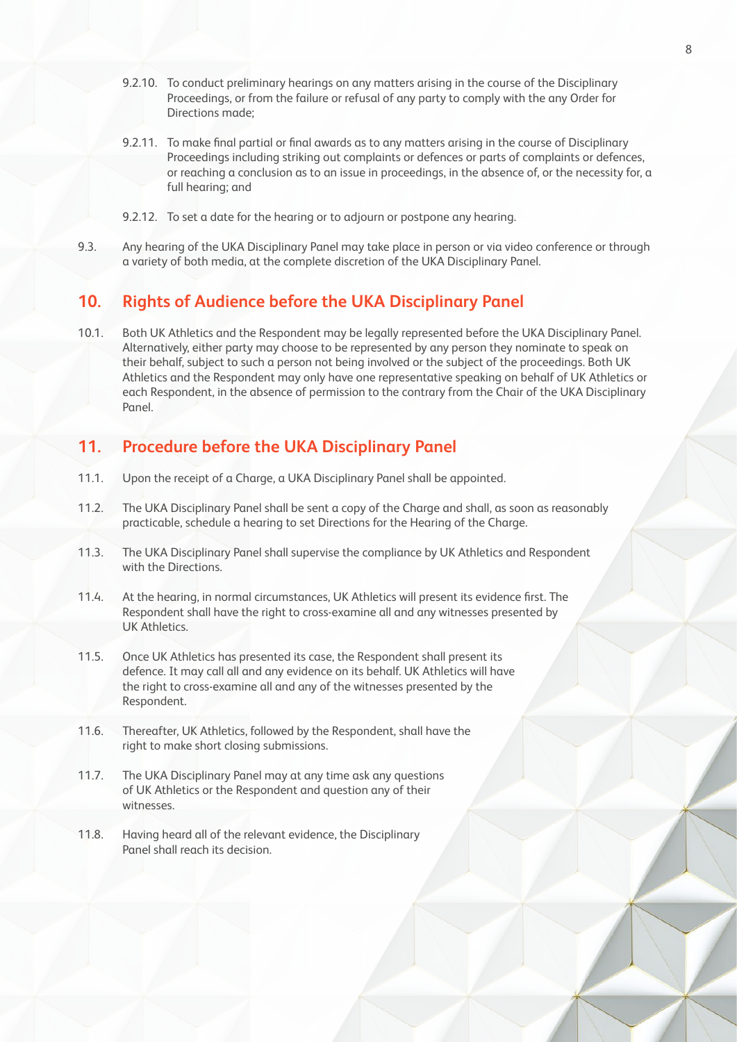9.2.10. To conduct preliminary hearings on any matters arising in the course of the Disciplinary Proceedings, or from the failure or refusal of any party to comply with the any Order for Directions made;

9.2.11. To make final partial or final awards as to any matters arising in the course of Disciplinary Proceedings including striking out complaints or defences or parts of complaints or defences, or reaching a conclusion as to an issue in proceedings, in the absence of, or the necessity for, a full hearing; and

9.2.12. To set a date for the hearing or to adjourn or postpone any hearing.

9.3. Any hearing of the UKA Disciplinary Panel may take place in person or via video conference or through a variety of both media, at the complete discretion of the UKA Disciplinary Panel.

## 10. Rights of Audience before the UKA Disciplinary Panel

10.1. Both UK Athletics and the Respondent may be legally represented before the UKA Disciplinary Panel. Alternatively, either party may choose to be represented by any person they nominate to speak on their behalf, subject to such a person not being involved or the subject of the proceedings. Both UK Athletics and the Respondent may only have one representative speaking on behalf of UK Athletics or each Respondent, in the absence of permission to the contrary from the Chair of the UKA Disciplinary Panel.

## 11. Procedure before the UKA Disciplinary Panel

11.1. Upon the receipt of a Charge, a UKA Disciplinary Panel shall be appointed.

11.2. The UKA Disciplinary Panel shall be sent a copy of the Charge and shall, as soon as reasonably practicable, schedule a hearing to set Directions for the Hearing of the Charge.

11.3. The UKA Disciplinary Panel shall supervise the compliance by UK Athletics and Respondent with the Directions.

11.4. At the hearing, in normal circumstances, UK Athletics will present its evidence first. The Respondent shall have the right to cross-examine all and any witnesses presented by UK Athletics.

11.5. Once UK Athletics has presented its case, the Respondent shall present its defence. It may call all and any evidence on its behalf. UK Athletics will have the right to cross-examine all and any of the witnesses presented by the Respondent.

11.6. Thereafter, UK Athletics, followed by the Respondent, shall have the right to make short closing submissions.

11.7. The UKA Disciplinary Panel may at any time ask any questions of UK Athletics or the Respondent and question any of their witnesses.

11.8. Having heard all of the relevant evidence, the Disciplinary Panel shall reach its decision.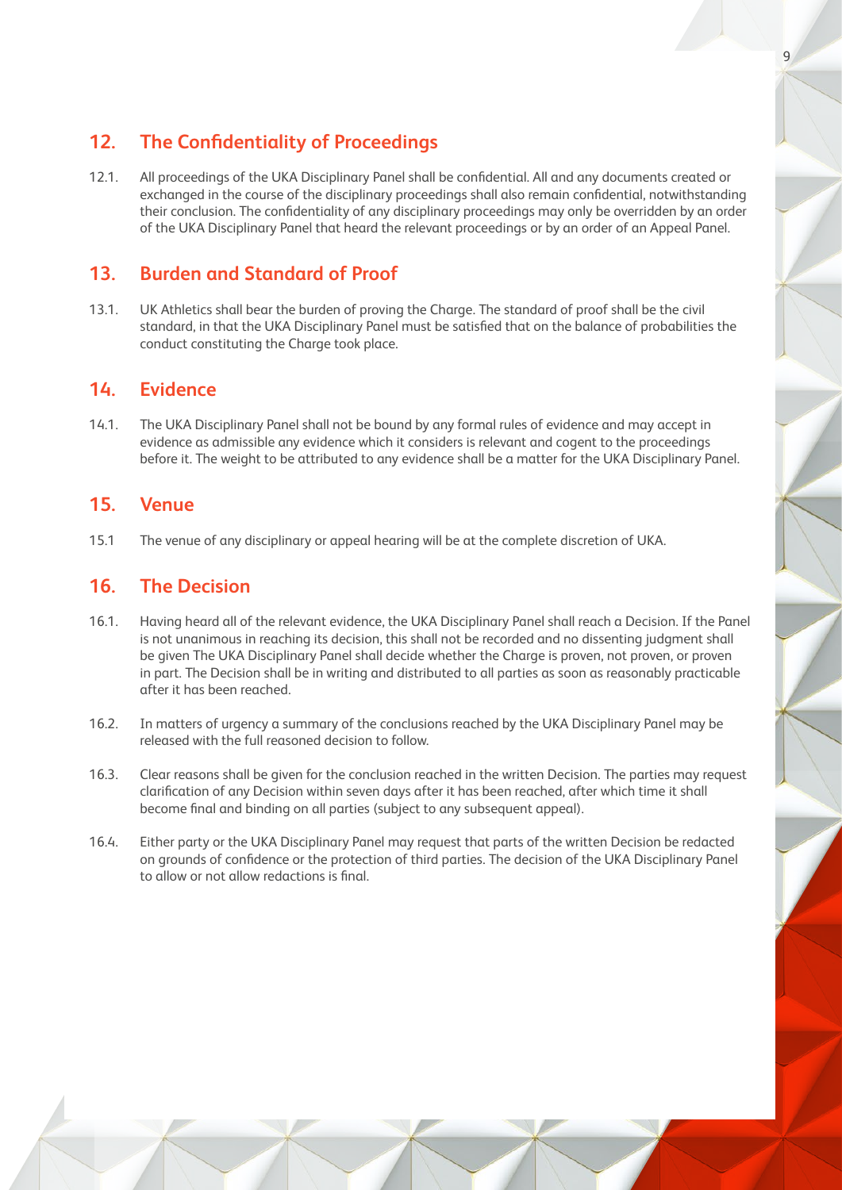## 12. The Confidentiality of Proceedings

12.1. All proceedings of the UKA Disciplinary Panel shall be confidential. All and any documents created or exchanged in the course of the disciplinary proceedings shall also remain confidential, notwithstanding their conclusion. The confidentiality of any disciplinary proceedings may only be overridden by an order of the UKA Disciplinary Panel that heard the relevant proceedings or by an order of an Appeal Panel.

## 13. Burden and Standard of Proof

13.1. UK Athletics shall bear the burden of proving the Charge. The standard of proof shall be the civil standard, in that the UKA Disciplinary Panel must be satisfied that on the balance of probabilities the conduct constituting the Charge took place.

## 14. Evidence

14.1. The UKA Disciplinary Panel shall not be bound by any formal rules of evidence and may accept in evidence as admissible any evidence which it considers is relevant and cogent to the proceedings before it. The weight to be attributed to any evidence shall be a matter for the UKA Disciplinary Panel.

## 15. Venue

15.1 The venue of any disciplinary or appeal hearing will be at the complete discretion of UKA.

## 16. The Decision

16.1. Having heard all of the relevant evidence, the UKA Disciplinary Panel shall reach a Decision. If the Panel is not unanimous in reaching its decision, this shall not be recorded and no dissenting judgment shall be given The UKA Disciplinary Panel shall decide whether the Charge is proven, not proven, or proven in part. The Decision shall be in writing and distributed to all parties as soon as reasonably practicable after it has been reached.

16.2. In matters of urgency a summary of the conclusions reached by the UKA Disciplinary Panel may be released with the full reasoned decision to follow.

16.3. Clear reasons shall be given for the conclusion reached in the written Decision. The parties may request clarification of any Decision within seven days after it has been reached, after which time it shall become final and binding on all parties (subject to any subsequent appeal).

16.4. Either party or the UKA Disciplinary Panel may request that parts of the written Decision be redacted on grounds of confidence or the protection of third parties. The decision of the UKA Disciplinary Panel to allow or not allow redactions is final.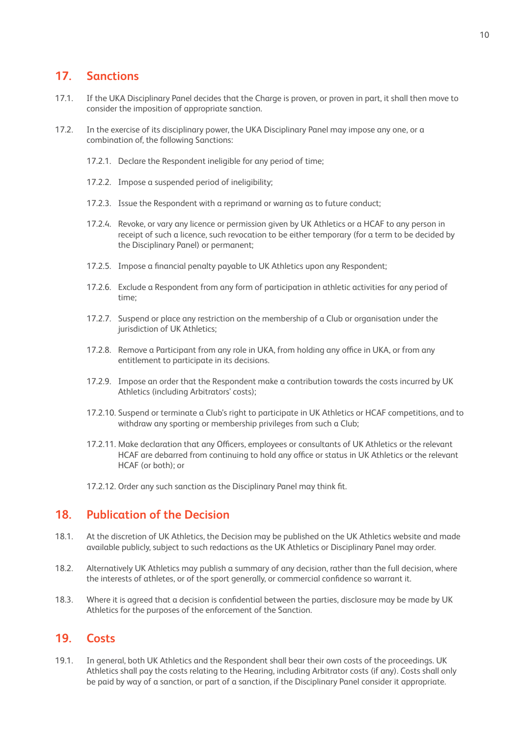## 17. Sanctions

17.1. If the UKA Disciplinary Panel decides that the Charge is proven, or proven in part, it shall then move to consider the imposition of appropriate sanction.

17.2. In the exercise of its disciplinary power, the UKA Disciplinary Panel may impose any one, or a combination of, the following Sanctions:

17.2.1. Declare the Respondent ineligible for any period of time;

17.2.2. Impose a suspended period of ineligibility;

17.2.3. Issue the Respondent with a reprimand or warning as to future conduct;

17.2.4. Revoke, or vary any licence or permission given by UK Athletics or a HCAF to any person in receipt of such a licence, such revocation to be either temporary (for a term to be decided by the Disciplinary Panel) or permanent;

17.2.5. Impose a financial penalty payable to UK Athletics upon any Respondent;

17.2.6. Exclude a Respondent from any form of participation in athletic activities for any period of time;

17.2.7. Suspend or place any restriction on the membership of a Club or organisation under the jurisdiction of UK Athletics;

17.2.8. Remove a Participant from any role in UKA, from holding any office in UKA, or from any entitlement to participate in its decisions.

17.2.9. Impose an order that the Respondent make a contribution towards the costs incurred by UK Athletics (including Arbitrators' costs);

17.2.10. Suspend or terminate a Club's right to participate in UK Athletics or HCAF competitions, and to withdraw any sporting or membership privileges from such a Club;

17.2.11. Make declaration that any Officers, employees or consultants of UK Athletics or the relevant HCAF are debarred from continuing to hold any office or status in UK Athletics or the relevant HCAF (or both); or

17.2.12. Order any such sanction as the Disciplinary Panel may think fit.

## 18. Publication of the Decision

18.1. At the discretion of UK Athletics, the Decision may be published on the UK Athletics website and made available publicly, subject to such redactions as the UK Athletics or Disciplinary Panel may order.

18.2. Alternatively UK Athletics may publish a summary of any decision, rather than the full decision, where the interests of athletes, or of the sport generally, or commercial confidence so warrant it.

18.3. Where it is agreed that a decision is confidential between the parties, disclosure may be made by UK Athletics for the purposes of the enforcement of the Sanction.

## 19. Costs

19.1. In general, both UK Athletics and the Respondent shall bear their own costs of the proceedings. UK Athletics shall pay the costs relating to the Hearing, including Arbitrator costs (if any). Costs shall only be paid by way of a sanction, or part of a sanction, if the Disciplinary Panel consider it appropriate.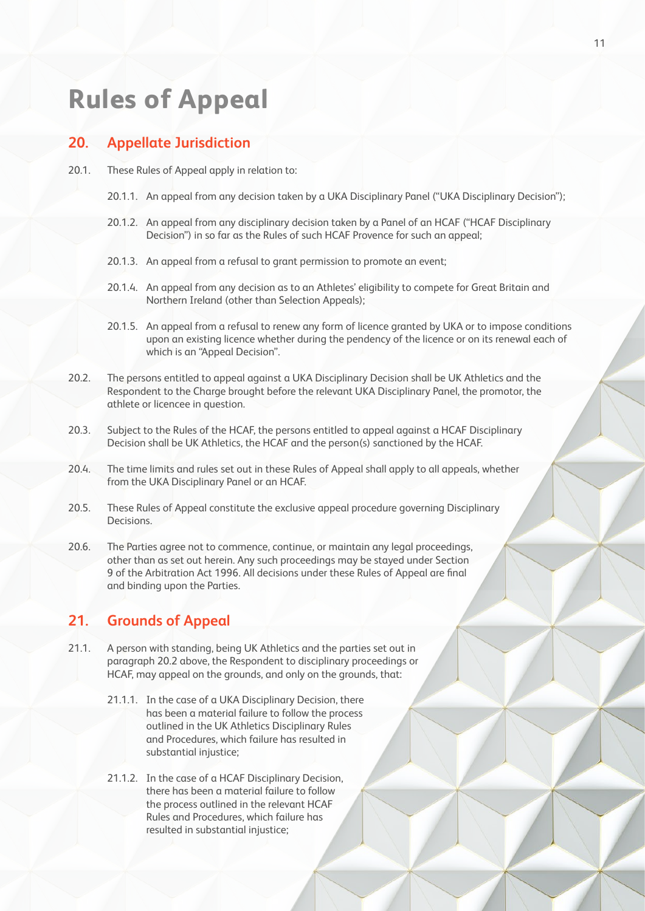# Rules of Appeal

## 20. Appellate Jurisdiction

20.1. These Rules of Appeal apply in relation to:

20.1.1. An appeal from any decision taken by a UKA Disciplinary Panel ("UKA Disciplinary Decision");

20.1.2. An appeal from any disciplinary decision taken by a Panel of an HCAF ("HCAF Disciplinary Decision") in so far as the Rules of such HCAF Provence for such an appeal;

20.1.3. An appeal from a refusal to grant permission to promote an event;

20.1.4. An appeal from any decision as to an Athletes' eligibility to compete for Great Britain and Northern Ireland (other than Selection Appeals);

20.1.5. An appeal from a refusal to renew any form of licence granted by UKA or to impose conditions upon an existing licence whether during the pendency of the licence or on its renewal each of which is an "Appeal Decision".

20.2. The persons entitled to appeal against a UKA Disciplinary Decision shall be UK Athletics and the Respondent to the Charge brought before the relevant UKA Disciplinary Panel, the promotor, the athlete or licencee in question.

20.3. Subject to the Rules of the HCAF, the persons entitled to appeal against a HCAF Disciplinary Decision shall be UK Athletics, the HCAF and the person(s) sanctioned by the HCAF.

20.4. The time limits and rules set out in these Rules of Appeal shall apply to all appeals, whether from the UKA Disciplinary Panel or an HCAF.

20.5. These Rules of Appeal constitute the exclusive appeal procedure governing Disciplinary Decisions.

20.6. The Parties agree not to commence, continue, or maintain any legal proceedings, other than as set out herein. Any such proceedings may be stayed under Section 9 of the Arbitration Act 1996. All decisions under these Rules of Appeal are final and binding upon the Parties.

## 21. Grounds of Appeal

21.1. A person with standing, being UK Athletics and the parties set out in paragraph 20.2 above, the Respondent to disciplinary proceedings or HCAF, may appeal on the grounds, and only on the grounds, that:

21.1.1. In the case of a UKA Disciplinary Decision, there has been a material failure to follow the process outlined in the UK Athletics Disciplinary Rules and Procedures, which failure has resulted in substantial injustice;

21.1.2. In the case of a HCAF Disciplinary Decision, there has been a material failure to follow the process outlined in the relevant HCAF Rules and Procedures, which failure has resulted in substantial injustice;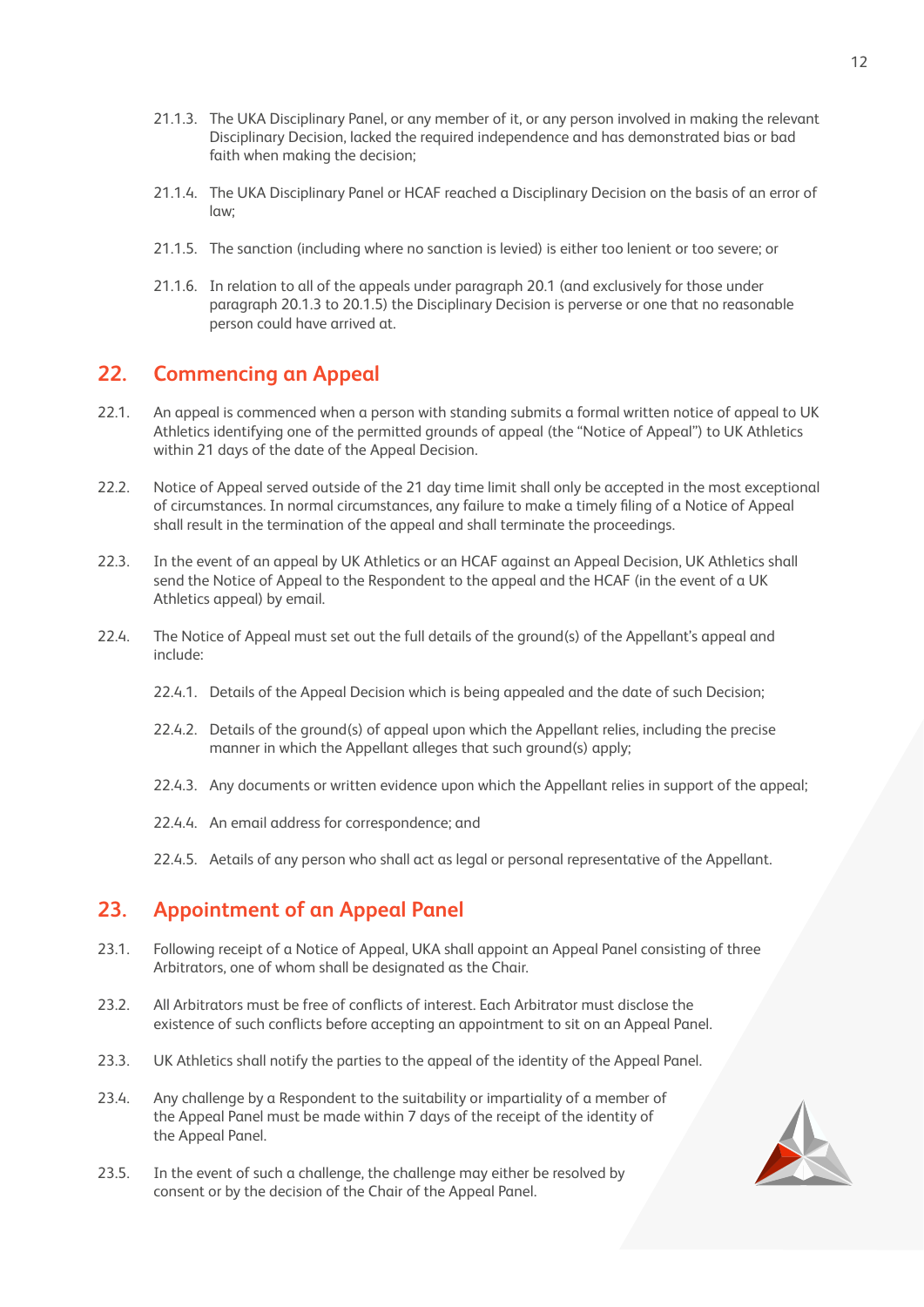21.1.3. The UKA Disciplinary Panel, or any member of it, or any person involved in making the relevant Disciplinary Decision, lacked the required independence and has demonstrated bias or bad faith when making the decision;

21.1.4. The UKA Disciplinary Panel or HCAF reached a Disciplinary Decision on the basis of an error of law;

21.1.5. The sanction (including where no sanction is levied) is either too lenient or too severe; or

21.1.6. In relation to all of the appeals under paragraph 20.1 (and exclusively for those under paragraph 20.1.3 to 20.1.5) the Disciplinary Decision is perverse or one that no reasonable person could have arrived at.

## 22. Commencing an Appeal

22.1. An appeal is commenced when a person with standing submits a formal written notice of appeal to UK Athletics identifying one of the permitted grounds of appeal (the "Notice of Appeal") to UK Athletics within 21 days of the date of the Appeal Decision.

22.2. Notice of Appeal served outside of the 21 day time limit shall only be accepted in the most exceptional of circumstances. In normal circumstances, any failure to make a timely filing of a Notice of Appeal shall result in the termination of the appeal and shall terminate the proceedings.

22.3. In the event of an appeal by UK Athletics or an HCAF against an Appeal Decision, UK Athletics shall send the Notice of Appeal to the Respondent to the appeal and the HCAF (in the event of a UK Athletics appeal) by email.

22.4. The Notice of Appeal must set out the full details of the ground(s) of the Appellant's appeal and include:

22.4.1. Details of the Appeal Decision which is being appealed and the date of such Decision;

22.4.2. Details of the ground(s) of appeal upon which the Appellant relies, including the precise manner in which the Appellant alleges that such ground(s) apply;

22.4.3. Any documents or written evidence upon which the Appellant relies in support of the appeal;

22.4.4. An email address for correspondence; and

22.4.5. Aetails of any person who shall act as legal or personal representative of the Appellant.

## 23. Appointment of an Appeal Panel

23.1. Following receipt of a Notice of Appeal, UKA shall appoint an Appeal Panel consisting of three Arbitrators, one of whom shall be designated as the Chair.

23.2. All Arbitrators must be free of conflicts of interest. Each Arbitrator must disclose the existence of such conflicts before accepting an appointment to sit on an Appeal Panel.

23.3. UK Athletics shall notify the parties to the appeal of the identity of the Appeal Panel.

23.4. Any challenge by a Respondent to the suitability or impartiality of a member of the Appeal Panel must be made within 7 days of the receipt of the identity of the Appeal Panel.

23.5. In the event of such a challenge, the challenge may either be resolved by consent or by the decision of the Chair of the Appeal Panel.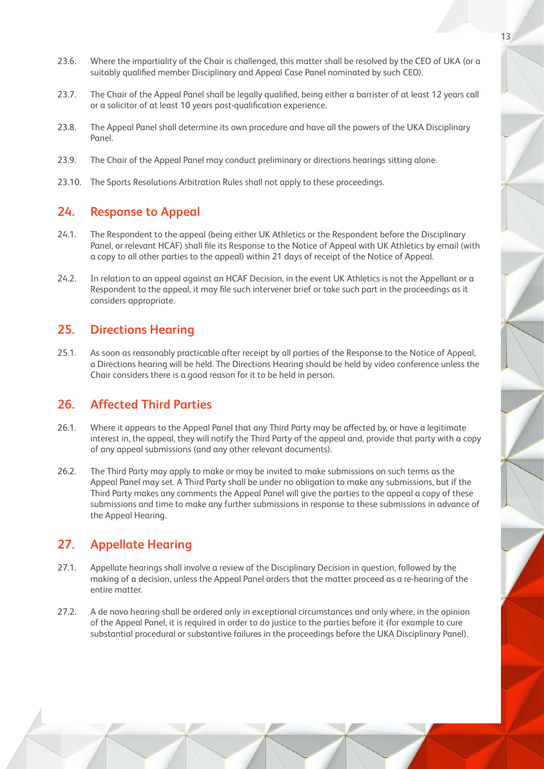23.6. Where the impartiality of the Chair is challenged, this matter shall be resolved by the CEO of UKA (or a suitably qualified member Disciplinary and Appeal Case Panel nominated by such CEO).

23.7. The Chair of the Appeal Panel shall be legally qualified, being either a barrister of at least 12 years call or a solicitor of at least 10 years post-qualification experience.

23.8. The Appeal Panel shall determine its own procedure and have all the powers of the UKA Disciplinary Panel.

23.9. The Chair of the Appeal Panel may conduct preliminary or directions hearings sitting alone.

23.10. The Sports Resolutions Arbitration Rules shall not apply to these proceedings.

## 24. Response to Appeal

24.1. The Respondent to the appeal (being either UK Athletics or the Respondent before the Disciplinary Panel, or relevant HCAF) shall file its Response to the Notice of Appeal with UK Athletics by email (with a copy to all other parties to the appeal) within 21 days of receipt of the Notice of Appeal.

24.2. In relation to an appeal against an HCAF Decision, in the event UK Athletics is not the Appellant or a Respondent to the appeal, it may file such intervener brief or take such part in the proceedings as it considers appropriate.

## 25. Directions Hearing

25.1. As soon as reasonably practicable after receipt by all parties of the Response to the Notice of Appeal, a Directions hearing will be held. The Directions Hearing should be held by video conference unless the Chair considers there is a good reason for it to be held in person.

## 26. Affected Third Parties

26.1. Where it appears to the Appeal Panel that any Third Party may be affected by, or have a legitimate interest in, the appeal, they will notify the Third Party of the appeal and, provide that party with a copy of any appeal submissions (and any other relevant documents).

26.2. The Third Party may apply to make or may be invited to make submissions on such terms as the Appeal Panel may set. A Third Party shall be under no obligation to make any submissions, but if the Third Party makes any comments the Appeal Panel will give the parties to the appeal a copy of these submissions and time to make any further submissions in response to these submissions in advance of the Appeal Hearing.

## 27. Appellate Hearing

27.1. Appellate hearings shall involve a review of the Disciplinary Decision in question, followed by the making of a decision, unless the Appeal Panel orders that the matter proceed as a re-hearing of the entire matter.

27.2. A de novo hearing shall be ordered only in exceptional circumstances and only where, in the opinion of the Appeal Panel, it is required in order to do justice to the parties before it (for example to cure substantial procedural or substantive failures in the proceedings before the UKA Disciplinary Panel).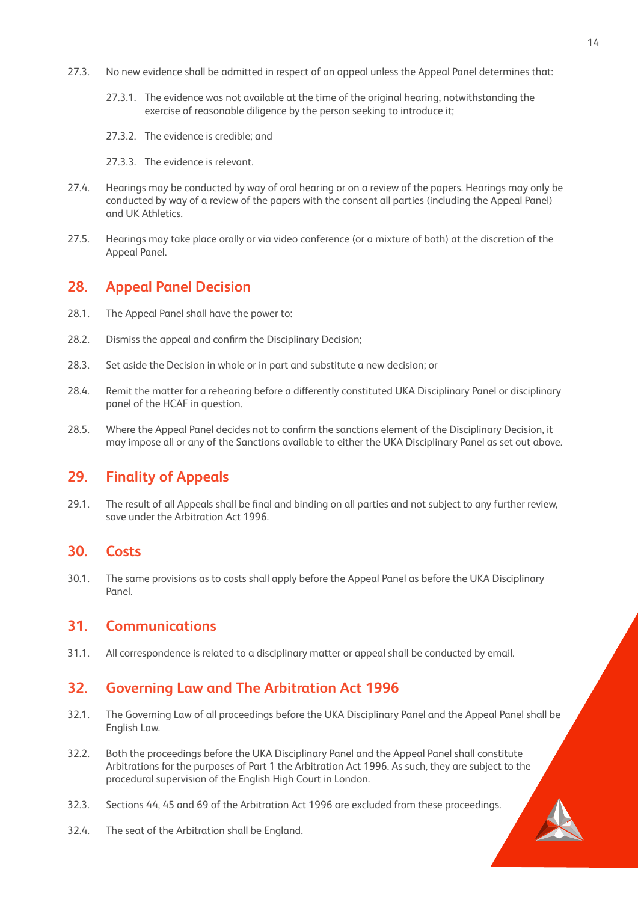27.3. No new evidence shall be admitted in respect of an appeal unless the Appeal Panel determines that:

27.3.1. The evidence was not available at the time of the original hearing, notwithstanding the exercise of reasonable diligence by the person seeking to introduce it;

27.3.2. The evidence is credible; and

27.3.3. The evidence is relevant.

27.4. Hearings may be conducted by way of oral hearing or on a review of the papers. Hearings may only be conducted by way of a review of the papers with the consent all parties (including the Appeal Panel) and UK Athletics.

27.5. Hearings may take place orally or via video conference (or a mixture of both) at the discretion of the Appeal Panel.

## 28. Appeal Panel Decision

28.1. The Appeal Panel shall have the power to:

28.2. Dismiss the appeal and confirm the Disciplinary Decision;

28.3. Set aside the Decision in whole or in part and substitute a new decision; or

28.4. Remit the matter for a rehearing before a differently constituted UKA Disciplinary Panel or disciplinary panel of the HCAF in question.

28.5. Where the Appeal Panel decides not to confirm the sanctions element of the Disciplinary Decision, it may impose all or any of the Sanctions available to either the UKA Disciplinary Panel as set out above.

## 29. Finality of Appeals

29.1. The result of all Appeals shall be final and binding on all parties and not subject to any further review, save under the Arbitration Act 1996.

## 30. Costs

30.1. The same provisions as to costs shall apply before the Appeal Panel as before the UKA Disciplinary Panel.

## 31. Communications

31.1. All correspondence is related to a disciplinary matter or appeal shall be conducted by email.

## 32. Governing Law and The Arbitration Act 1996

32.1. The Governing Law of all proceedings before the UKA Disciplinary Panel and the Appeal Panel shall be English Law.

32.2. Both the proceedings before the UKA Disciplinary Panel and the Appeal Panel shall constitute Arbitrations for the purposes of Part 1 the Arbitration Act 1996. As such, they are subject to the procedural supervision of the English High Court in London.

32.3. Sections 44, 45 and 69 of the Arbitration Act 1996 are excluded from these proceedings.

32.4. The seat of the Arbitration shall be England.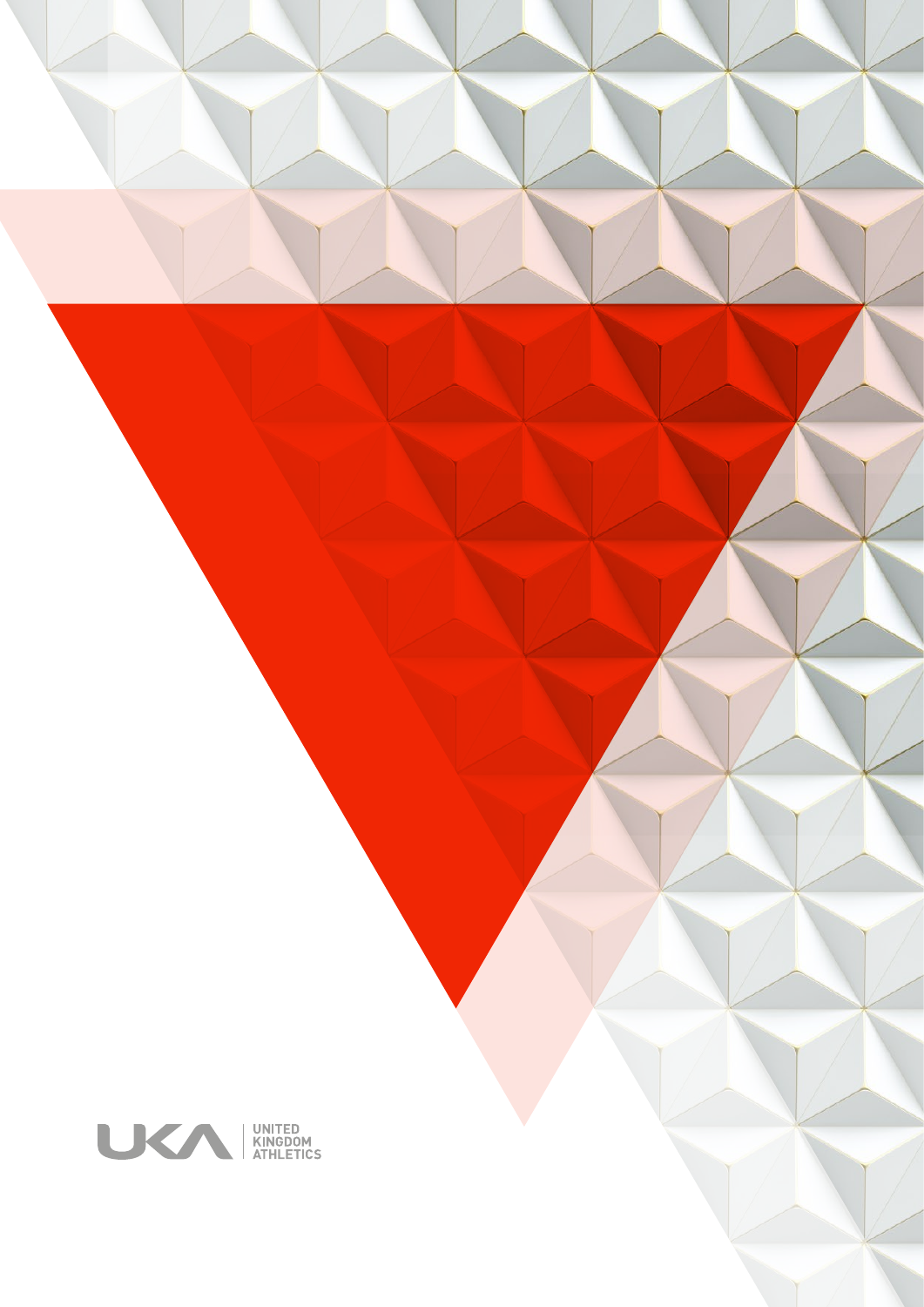UKA UNITED KINGDOM ATHLETICS